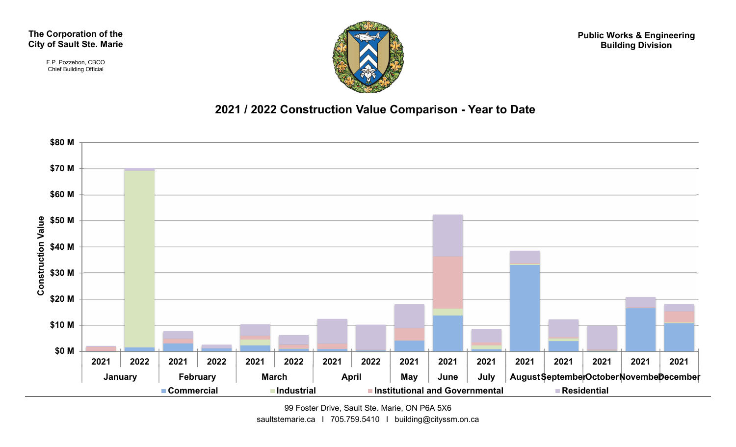**The Corporation of the City of Sault Ste. Marie**

F.P. Pozzebon, CBCO
Chief Building Official

**Public Works & Engineering**
**Building Division**

## 2021 / 2022 Construction Value Comparison - Year to Date

Construction Value

$80 M
$70 M
$60 M
$50 M
$40 M
$30 M
$20 M
$10 M
$0 M

| January | | February | | March | | April | | May | June | July | August | September | October | November | December |
|---|---|---|---|---|---|---|---|---|---|---|---|---|---|---|---|
| 2021 | 2022 | 2021 | 2022 | 2021 | 2022 | 2021 | 2022 | 2021 | 2021 | 2021 | 2021 | 2021 | 2021 | 2021 | 2021 |

Commercial | Industrial | Institutional and Governmental | Residential

99 Foster Drive, Sault Ste. Marie, ON P6A 5X6
saultstemarie.ca I 705.759.5410 I building@cityssm.on.ca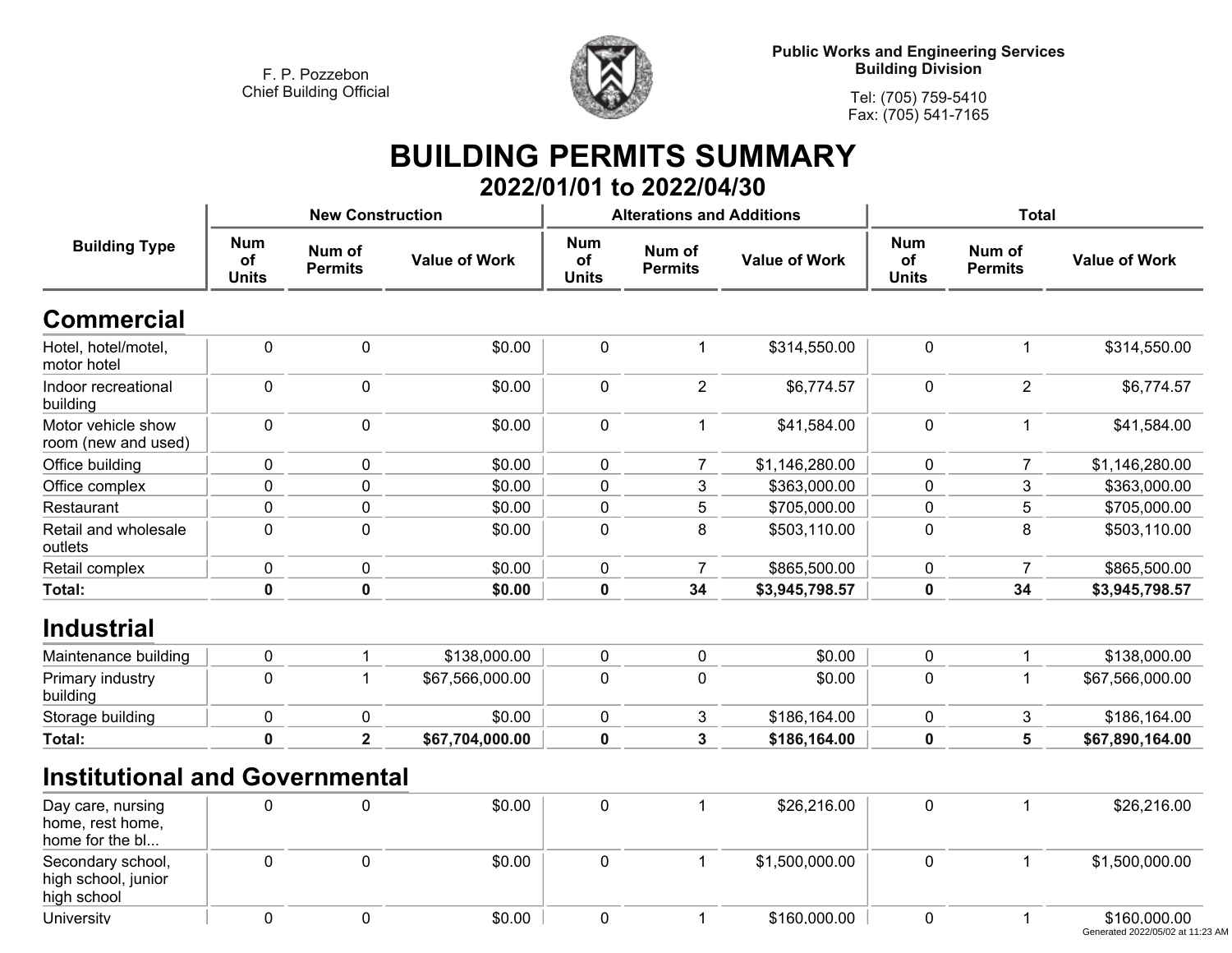F. P. Pozzebon
Chief Building Official

Public Works and Engineering Services
Building Division

Tel: (705) 759-5410
Fax: (705) 541-7165

# BUILDING PERMITS SUMMARY

## 2022/01/01 to 2022/04/30

| Building Type | New Construction | | | Alterations and Additions | | | Total | | |
|---|---|---|---|---|---|---|---|---|---|
| | Num of Units | Num of Permits | Value of Work | Num of Units | Num of Permits | Value of Work | Num of Units | Num of Permits | Value of Work |
| **Commercial** | | | | | | | | | |
| Hotel, hotel/motel, motor hotel | 0 | 0 | $0.00 | 0 | 1 | $314,550.00 | 0 | 1 | $314,550.00 |
| Indoor recreational building | 0 | 0 | $0.00 | 0 | 2 | $6,774.57 | 0 | 2 | $6,774.57 |
| Motor vehicle show room (new and used) | 0 | 0 | $0.00 | 0 | 1 | $41,584.00 | 0 | 1 | $41,584.00 |
| Office building | 0 | 0 | $0.00 | 0 | 7 | $1,146,280.00 | 0 | 7 | $1,146,280.00 |
| Office complex | 0 | 0 | $0.00 | 0 | 3 | $363,000.00 | 0 | 3 | $363,000.00 |
| Restaurant | 0 | 0 | $0.00 | 0 | 5 | $705,000.00 | 0 | 5 | $705,000.00 |
| Retail and wholesale outlets | 0 | 0 | $0.00 | 0 | 8 | $503,110.00 | 0 | 8 | $503,110.00 |
| Retail complex | 0 | 0 | $0.00 | 0 | 7 | $865,500.00 | 0 | 7 | $865,500.00 |
| **Total:** | **0** | **0** | **$0.00** | **0** | **34** | **$3,945,798.57** | **0** | **34** | **$3,945,798.57** |
| **Industrial** | | | | | | | | | |
| Maintenance building | 0 | 1 | $138,000.00 | 0 | 0 | $0.00 | 0 | 1 | $138,000.00 |
| Primary industry building | 0 | 1 | $67,566,000.00 | 0 | 0 | $0.00 | 0 | 1 | $67,566,000.00 |
| Storage building | 0 | 0 | $0.00 | 0 | 3 | $186,164.00 | 0 | 3 | $186,164.00 |
| **Total:** | **0** | **2** | **$67,704,000.00** | **0** | **3** | **$186,164.00** | **0** | **5** | **$67,890,164.00** |
| **Institutional and Governmental** | | | | | | | | | |
| Day care, nursing home, rest home, home for the bl... | 0 | 0 | $0.00 | 0 | 1 | $26,216.00 | 0 | 1 | $26,216.00 |
| Secondary school, high school, junior high school | 0 | 0 | $0.00 | 0 | 1 | $1,500,000.00 | 0 | 1 | $1,500,000.00 |
| University | 0 | 0 | $0.00 | 0 | 1 | $160,000.00 | 0 | 1 | $160,000.00 |

Generated 2022/05/02 at 11:23 AM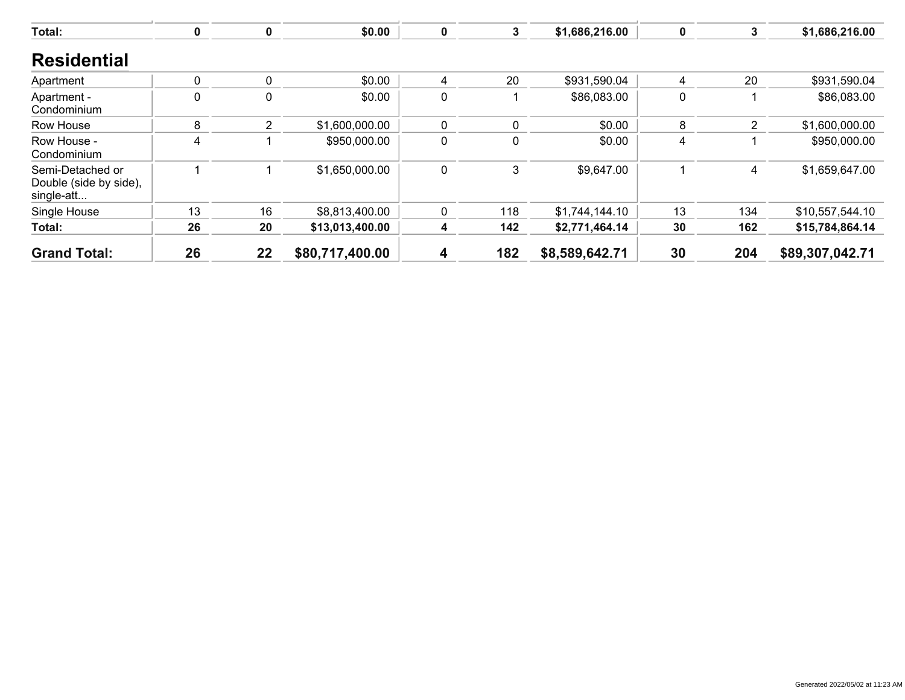| Total: | 0 | 0 | $0.00 | 0 | 3 | $1,686,216.00 | 0 | 3 | $1,686,216.00 |
|---|---|---|---|---|---|---|---|---|---|

## Residential

| | | | | | | | | | |
|---|---|---|---|---|---|---|---|---|---|
| Apartment | 0 | 0 | $0.00 | 4 | 20 | $931,590.04 | 4 | 20 | $931,590.04 |
| Apartment - Condominium | 0 | 0 | $0.00 | 0 | 1 | $86,083.00 | 0 | 1 | $86,083.00 |
| Row House | 8 | 2 | $1,600,000.00 | 0 | 0 | $0.00 | 8 | 2 | $1,600,000.00 |
| Row House - Condominium | 4 | 1 | $950,000.00 | 0 | 0 | $0.00 | 4 | 1 | $950,000.00 |
| Semi-Detached or Double (side by side), single-att... | 1 | 1 | $1,650,000.00 | 0 | 3 | $9,647.00 | 1 | 4 | $1,659,647.00 |
| Single House | 13 | 16 | $8,813,400.00 | 0 | 118 | $1,744,144.10 | 13 | 134 | $10,557,544.10 |
| **Total:** | **26** | **20** | **$13,013,400.00** | **4** | **142** | **$2,771,464.14** | **30** | **162** | **$15,784,864.14** |
| **Grand Total:** | **26** | **22** | **$80,717,400.00** | **4** | **182** | **$8,589,642.71** | **30** | **204** | **$89,307,042.71** |

Generated 2022/05/02 at 11:23 AM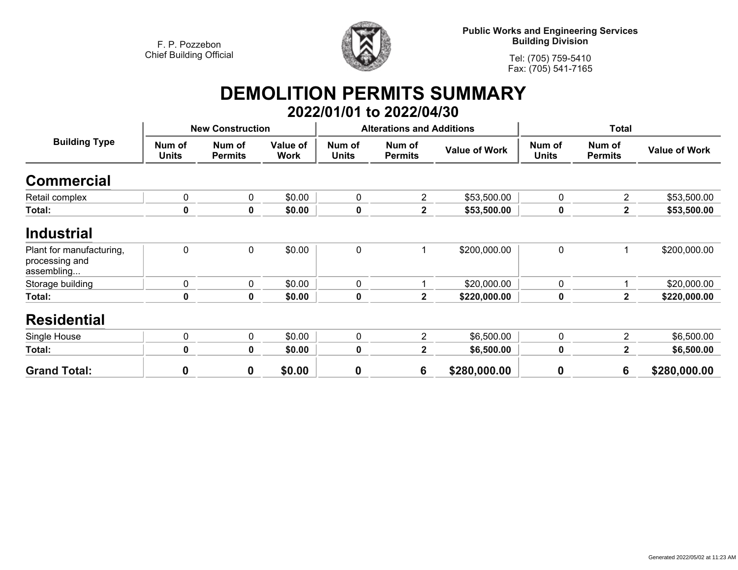F. P. Pozzebon
Chief Building Official

**Public Works and Engineering Services**
**Building Division**

Tel: (705) 759-5410
Fax: (705) 541-7165

# DEMOLITION PERMITS SUMMARY

## 2022/01/01 to 2022/04/30

| Building Type | New Construction | | | Alterations and Additions | | | Total | | |
|---|---|---|---|---|---|---|---|---|---|
| | Num of Units | Num of Permits | Value of Work | Num of Units | Num of Permits | Value of Work | Num of Units | Num of Permits | Value of Work |
| **Commercial** | | | | | | | | | |
| Retail complex | 0 | 0 | $0.00 | 0 | 2 | $53,500.00 | 0 | 2 | $53,500.00 |
| **Total:** | **0** | **0** | **$0.00** | **0** | **2** | **$53,500.00** | **0** | **2** | **$53,500.00** |
| **Industrial** | | | | | | | | | |
| Plant for manufacturing, processing and assembling... | 0 | 0 | $0.00 | 0 | 1 | $200,000.00 | 0 | 1 | $200,000.00 |
| Storage building | 0 | 0 | $0.00 | 0 | 1 | $20,000.00 | 0 | 1 | $20,000.00 |
| **Total:** | **0** | **0** | **$0.00** | **0** | **2** | **$220,000.00** | **0** | **2** | **$220,000.00** |
| **Residential** | | | | | | | | | |
| Single House | 0 | 0 | $0.00 | 0 | 2 | $6,500.00 | 0 | 2 | $6,500.00 |
| **Total:** | **0** | **0** | **$0.00** | **0** | **2** | **$6,500.00** | **0** | **2** | **$6,500.00** |
| **Grand Total:** | **0** | **0** | **$0.00** | **0** | **6** | **$280,000.00** | **0** | **6** | **$280,000.00** |

Generated 2022/05/02 at 11:23 AM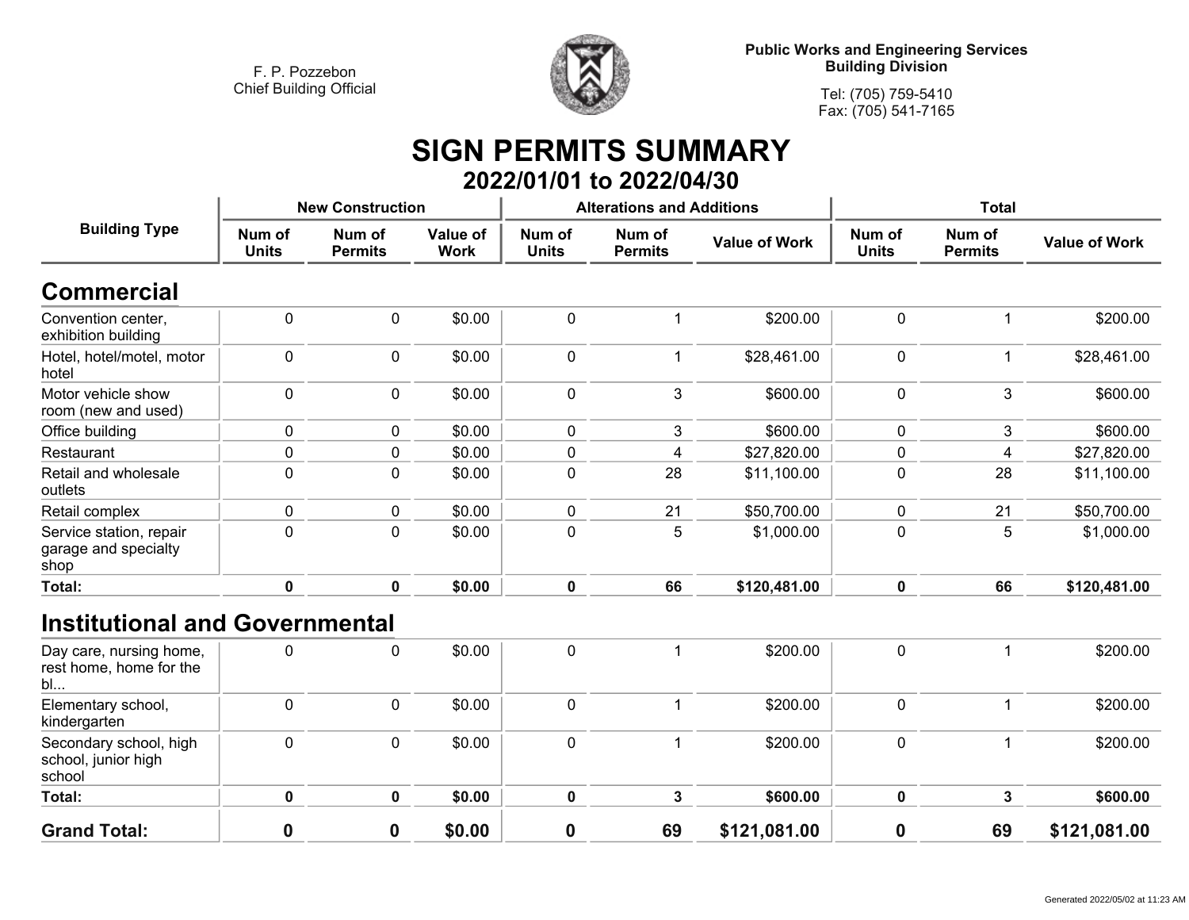F. P. Pozzebon
Chief Building Official

**Public Works and Engineering Services**
**Building Division**

Tel: (705) 759-5410
Fax: (705) 541-7165

# SIGN PERMITS SUMMARY

## 2022/01/01 to 2022/04/30

| Building Type | New Construction | | | Alterations and Additions | | | Total | | |
|---|---|---|---|---|---|---|---|---|---|
| | Num of Units | Num of Permits | Value of Work | Num of Units | Num of Permits | Value of Work | Num of Units | Num of Permits | Value of Work |
| **Commercial** | | | | | | | | | |
| Convention center, exhibition building | 0 | 0 | $0.00 | 0 | 1 | $200.00 | 0 | 1 | $200.00 |
| Hotel, hotel/motel, motor hotel | 0 | 0 | $0.00 | 0 | 1 | $28,461.00 | 0 | 1 | $28,461.00 |
| Motor vehicle show room (new and used) | 0 | 0 | $0.00 | 0 | 3 | $600.00 | 0 | 3 | $600.00 |
| Office building | 0 | 0 | $0.00 | 0 | 3 | $600.00 | 0 | 3 | $600.00 |
| Restaurant | 0 | 0 | $0.00 | 0 | 4 | $27,820.00 | 0 | 4 | $27,820.00 |
| Retail and wholesale outlets | 0 | 0 | $0.00 | 0 | 28 | $11,100.00 | 0 | 28 | $11,100.00 |
| Retail complex | 0 | 0 | $0.00 | 0 | 21 | $50,700.00 | 0 | 21 | $50,700.00 |
| Service station, repair garage and specialty shop | 0 | 0 | $0.00 | 0 | 5 | $1,000.00 | 0 | 5 | $1,000.00 |
| **Total:** | **0** | **0** | **$0.00** | **0** | **66** | **$120,481.00** | **0** | **66** | **$120,481.00** |
| **Institutional and Governmental** | | | | | | | | | |
| Day care, nursing home, rest home, home for the bl... | 0 | 0 | $0.00 | 0 | 1 | $200.00 | 0 | 1 | $200.00 |
| Elementary school, kindergarten | 0 | 0 | $0.00 | 0 | 1 | $200.00 | 0 | 1 | $200.00 |
| Secondary school, high school, junior high school | 0 | 0 | $0.00 | 0 | 1 | $200.00 | 0 | 1 | $200.00 |
| **Total:** | **0** | **0** | **$0.00** | **0** | **3** | **$600.00** | **0** | **3** | **$600.00** |
| **Grand Total:** | **0** | **0** | **$0.00** | **0** | **69** | **$121,081.00** | **0** | **69** | **$121,081.00** |

Generated 2022/05/02 at 11:23 AM